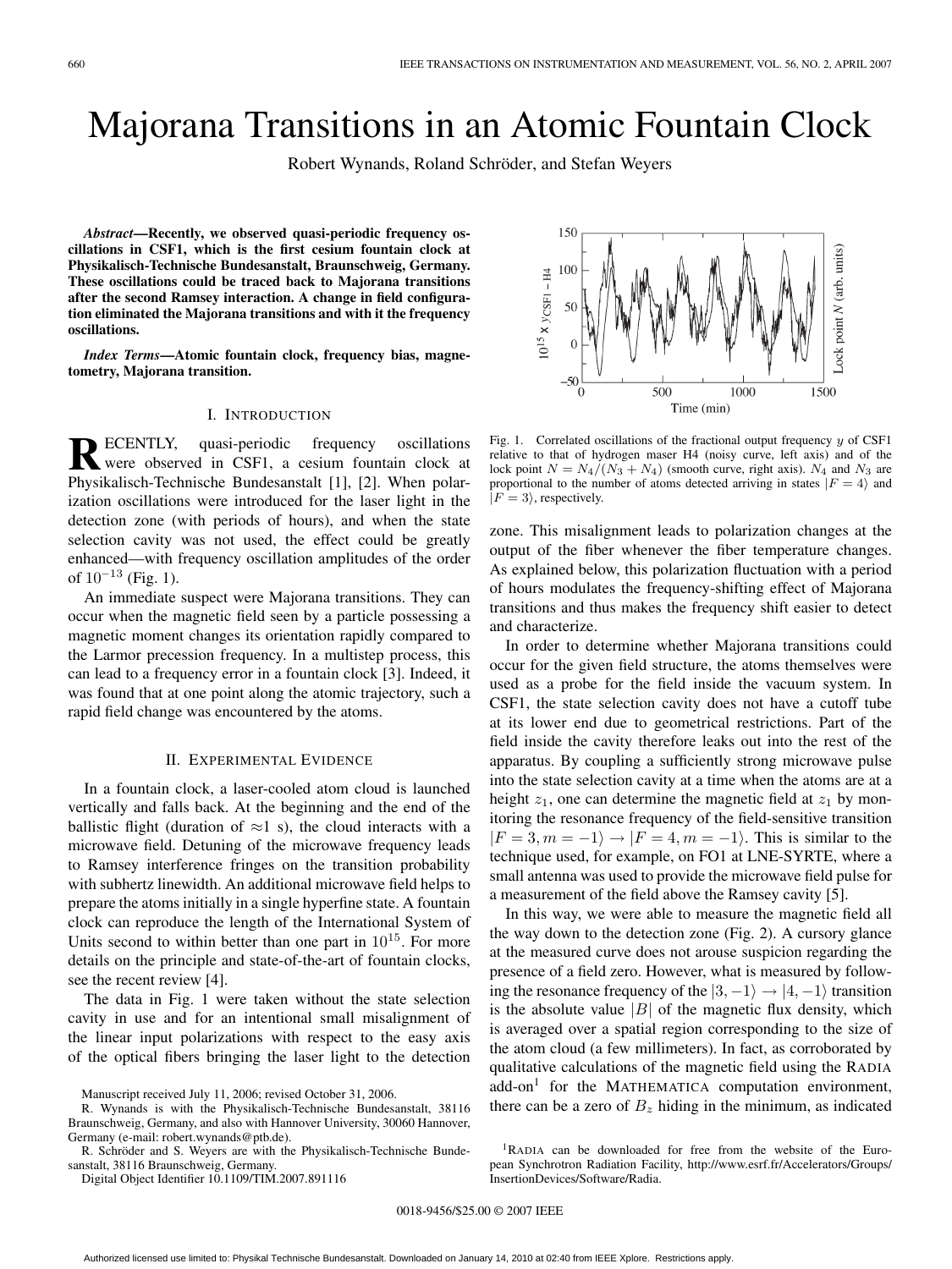# Majorana Transitions in an Atomic Fountain Clock

Robert Wynands, Roland Schröder, and Stefan Weyers

***Abstract*—Recently, we observed quasi-periodic frequency oscillations in CSF1, which is the first cesium fountain clock at Physikalisch-Technische Bundesanstalt, Braunschweig, Germany. These oscillations could be traced back to Majorana transitions after the second Ramsey interaction. A change in field configuration eliminated the Majorana transitions and with it the frequency oscillations.**

***Index Terms*—Atomic fountain clock, frequency bias, magnetometry, Majorana transition.**

## I. Introduction

Recently, quasi-periodic frequency oscillations were observed in CSF1, a cesium fountain clock at Physikalisch-Technische Bundesanstalt [1], [2]. When polarization oscillations were introduced for the laser light in the detection zone (with periods of hours), and when the state selection cavity was not used, the effect could be greatly enhanced—with frequency oscillation amplitudes of the order of $10^{-13}$ (Fig. 1).

An immediate suspect were Majorana transitions. They can occur when the magnetic field seen by a particle possessing a magnetic moment changes its orientation rapidly compared to the Larmor precession frequency. In a multistep process, this can lead to a frequency error in a fountain clock [3]. Indeed, it was found that at one point along the atomic trajectory, such a rapid field change was encountered by the atoms.

## II. Experimental Evidence

In a fountain clock, a laser-cooled atom cloud is launched vertically and falls back. At the beginning and the end of the ballistic flight (duration of $\approx$1 s), the cloud interacts with a microwave field. Detuning of the microwave frequency leads to Ramsey interference fringes on the transition probability with subhertz linewidth. An additional microwave field helps to prepare the atoms initially in a single hyperfine state. A fountain clock can reproduce the length of the International System of Units second to within better than one part in $10^{15}$. For more details on the principle and state-of-the-art of fountain clocks, see the recent review [4].

The data in Fig. 1 were taken without the state selection cavity in use and for an intentional small misalignment of the linear input polarizations with respect to the easy axis of the optical fibers bringing the laser light to the detection

Fig. 1. Correlated oscillations of the fractional output frequency $y$ of CSF1 relative to that of hydrogen maser H4 (noisy curve, left axis) and of the lock point $N = N_4/(N_3 + N_4)$ (smooth curve, right axis). $N_4$ and $N_3$ are proportional to the number of atoms detected arriving in states $|F = 4\rangle$ and $|F = 3\rangle$, respectively.

zone. This misalignment leads to polarization changes at the output of the fiber whenever the fiber temperature changes. As explained below, this polarization fluctuation with a period of hours modulates the frequency-shifting effect of Majorana transitions and thus makes the frequency shift easier to detect and characterize.

In order to determine whether Majorana transitions could occur for the given field structure, the atoms themselves were used as a probe for the field inside the vacuum system. In CSF1, the state selection cavity does not have a cutoff tube at its lower end due to geometrical restrictions. Part of the field inside the cavity therefore leaks out into the rest of the apparatus. By coupling a sufficiently strong microwave pulse into the state selection cavity at a time when the atoms are at a height $z_1$, one can determine the magnetic field at $z_1$ by monitoring the resonance frequency of the field-sensitive transition $|F = 3, m = -1\rangle \rightarrow |F = 4, m = -1\rangle$. This is similar to the technique used, for example, on FO1 at LNE-SYRTE, where a small antenna was used to provide the microwave field pulse for a measurement of the field above the Ramsey cavity [5].

In this way, we were able to measure the magnetic field all the way down to the detection zone (Fig. 2). A cursory glance at the measured curve does not arouse suspicion regarding the presence of a field zero. However, what is measured by following the resonance frequency of the $|3, -1\rangle \rightarrow |4, -1\rangle$ transition is the absolute value $|B|$ of the magnetic flux density, which is averaged over a spatial region corresponding to the size of the atom cloud (a few millimeters). In fact, as corroborated by qualitative calculations of the magnetic field using the RADIA add-on[1] for the MATHEMATICA computation environment, there can be a zero of $B_z$ hiding in the minimum, as indicated

[1] RADIA can be downloaded for free from the website of the European Synchrotron Radiation Facility, http://www.esrf.fr/Accelerators/Groups/InsertionDevices/Software/Radia.

Manuscript received July 11, 2006; revised October 31, 2006.

R. Wynands is with the Physikalisch-Technische Bundesanstalt, 38116 Braunschweig, Germany, and also with Hannover University, 30060 Hannover, Germany (e-mail: robert.wynands@ptb.de).

R. Schröder and S. Weyers are with the Physikalisch-Technische Bundesanstalt, 38116 Braunschweig, Germany.

Digital Object Identifier 10.1109/TIM.2007.891116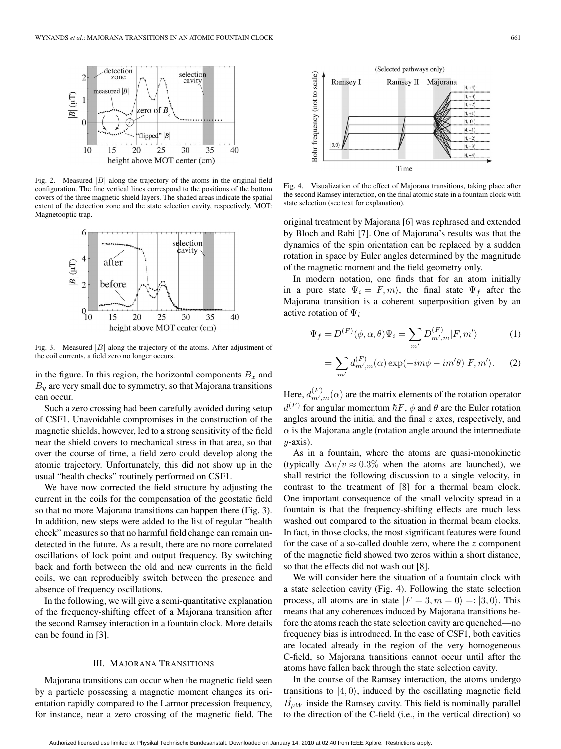Fig. 2. Measured $|B|$ along the trajectory of the atoms in the original field configuration. The fine vertical lines correspond to the positions of the bottom covers of the three magnetic shield layers. The shaded areas indicate the spatial extent of the detection zone and the state selection cavity, respectively. MOT: Magnetooptic trap.

Fig. 3. Measured $|B|$ along the trajectory of the atoms. After adjustment of the coil currents, a field zero no longer occurs.

in the figure. In this region, the horizontal components $B_x$ and $B_y$ are very small due to symmetry, so that Majorana transitions can occur.

Such a zero crossing had been carefully avoided during setup of CSF1. Unavoidable compromises in the construction of the magnetic shields, however, led to a strong sensitivity of the field near the shield covers to mechanical stress in that area, so that over the course of time, a field zero could develop along the atomic trajectory. Unfortunately, this did not show up in the usual "health checks" routinely performed on CSF1.

We have now corrected the field structure by adjusting the current in the coils for the compensation of the geostatic field so that no more Majorana transitions can happen there (Fig. 3). In addition, new steps were added to the list of regular "health check" measures so that no harmful field change can remain undetected in the future. As a result, there are no more correlated oscillations of lock point and output frequency. By switching back and forth between the old and new currents in the field coils, we can reproducibly switch between the presence and absence of frequency oscillations.

In the following, we will give a semi-quantitative explanation of the frequency-shifting effect of a Majorana transition after the second Ramsey interaction in a fountain clock. More details can be found in [3].

## III. Majorana Transitions

Majorana transitions can occur when the magnetic field seen by a particle possessing a magnetic moment changes its orientation rapidly compared to the Larmor precession frequency, for instance, near a zero crossing of the magnetic field. The original treatment by Majorana [6] was rephrased and extended by Bloch and Rabi [7]. One of Majorana's results was that the dynamics of the spin orientation can be replaced by a sudden rotation in space by Euler angles determined by the magnitude of the magnetic moment and the field geometry only.

In modern notation, one finds that for an atom initially in a pure state $\Psi_i = |F, m\rangle$, the final state $\Psi_f$ after the Majorana transition is a coherent superposition given by an active rotation of $\Psi_i$

$$\Psi_f = D^{(F)}(\phi, \alpha, \theta)\Psi_i = \sum_{m'} D^{(F)}_{m',m} |F, m'\rangle \tag{1}$$

$$= \sum_{m'} d^{(F)}_{m',m}(\alpha) \exp(-im\phi - im'\theta)|F, m'\rangle. \tag{2}$$

Here, $d^{(F)}_{m',m}(\alpha)$ are the matrix elements of the rotation operator $d^{(F)}$ for angular momentum $\hbar F$, $\phi$ and $\theta$ are the Euler rotation angles around the initial and the final $z$ axes, respectively, and $\alpha$ is the Majorana angle (rotation angle around the intermediate $y$-axis).

As in a fountain, where the atoms are quasi-monokinetic (typically $\Delta v/v \approx 0.3\%$ when the atoms are launched), we shall restrict the following discussion to a single velocity, in contrast to the treatment of [8] for a thermal beam clock. One important consequence of the small velocity spread in a fountain is that the frequency-shifting effects are much less washed out compared to the situation in thermal beam clocks. In fact, in those clocks, the most significant features were found for the case of a so-called double zero, where the $z$ component of the magnetic field showed two zeros within a short distance, so that the effects did not wash out [8].

We will consider here the situation of a fountain clock with a state selection cavity (Fig. 4). Following the state selection process, all atoms are in state $|F = 3, m = 0\rangle =: |3, 0\rangle$. This means that any coherences induced by Majorana transitions before the atoms reach the state selection cavity are quenched—no frequency bias is introduced. In the case of CSF1, both cavities are located already in the region of the very homogeneous C-field, so Majorana transitions cannot occur until after the atoms have fallen back through the state selection cavity.

In the course of the Ramsey interaction, the atoms undergo transitions to $|4, 0\rangle$, induced by the oscillating magnetic field $\vec{B}_{\mu W}$ inside the Ramsey cavity. This field is nominally parallel to the direction of the C-field (i.e., in the vertical direction) so

Fig. 4. Visualization of the effect of Majorana transitions, taking place after the second Ramsey interaction, on the final atomic state in a fountain clock with state selection (see text for explanation).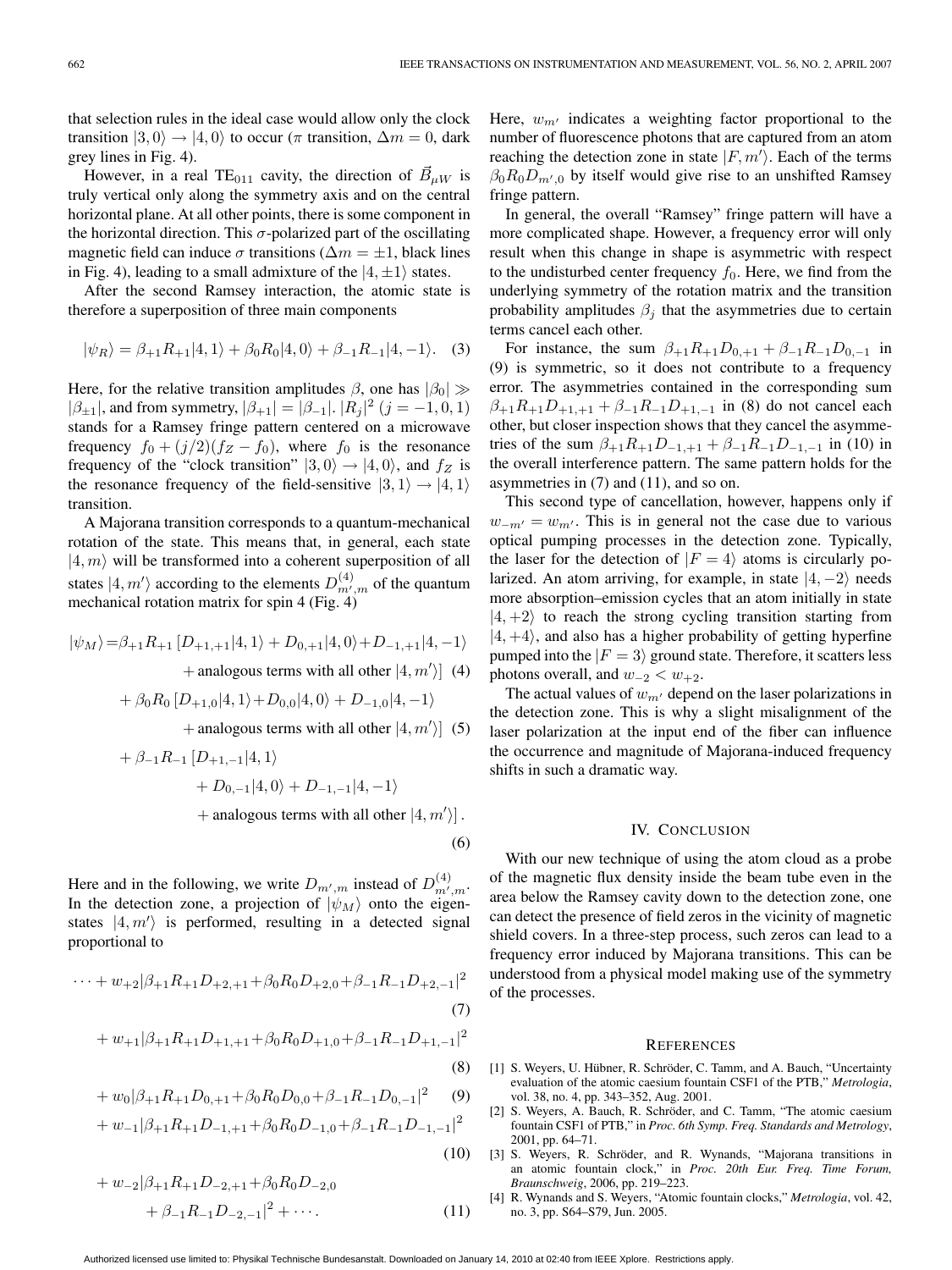that selection rules in the ideal case would allow only the clock transition $|3,0\rangle \rightarrow |4,0\rangle$ to occur ($\pi$ transition, $\Delta m = 0$, dark grey lines in Fig. 4).

However, in a real $TE_{011}$ cavity, the direction of $\vec{B}_{\mu W}$ is truly vertical only along the symmetry axis and on the central horizontal plane. At all other points, there is some component in the horizontal direction. This $\sigma$-polarized part of the oscillating magnetic field can induce $\sigma$ transitions ($\Delta m = \pm 1$, black lines in Fig. 4), leading to a small admixture of the $|4,\pm 1\rangle$ states.

After the second Ramsey interaction, the atomic state is therefore a superposition of three main components

$$|\psi_R\rangle = \beta_{+1} R_{+1} |4,1\rangle + \beta_0 R_0 |4,0\rangle + \beta_{-1} R_{-1} |4,-1\rangle. \quad (3)$$

Here, for the relative transition amplitudes $\beta$, one has $|\beta_0| \gg |\beta_{\pm 1}|$, and from symmetry, $|\beta_{+1}| = |\beta_{-1}|$. $|R_j|^2$ $(j = -1, 0, 1)$ stands for a Ramsey fringe pattern centered on a microwave frequency $f_0 + (j/2)(f_Z - f_0)$, where $f_0$ is the resonance frequency of the "clock transition" $|3,0\rangle \rightarrow |4,0\rangle$, and $f_Z$ is the resonance frequency of the field-sensitive $|3,1\rangle \rightarrow |4,1\rangle$ transition.

A Majorana transition corresponds to a quantum-mechanical rotation of the state. This means that, in general, each state $|4,m\rangle$ will be transformed into a coherent superposition of all states $|4,m'\rangle$ according to the elements $D^{(4)}_{m',m}$ of the quantum mechanical rotation matrix for spin 4 (Fig. 4)

$$\begin{aligned}
|\psi_M\rangle = &\beta_{+1} R_{+1} \left[ D_{+1,+1}|4,1\rangle + D_{0,+1}|4,0\rangle + D_{-1,+1}|4,-1\rangle \right. \\
&\left. + \text{analogous terms with all other } |4,m'\rangle \right] \quad (4) \\
&+ \beta_0 R_0 \left[ D_{+1,0}|4,1\rangle + D_{0,0}|4,0\rangle + D_{-1,0}|4,-1\rangle \right. \\
&\left. + \text{analogous terms with all other } |4,m'\rangle \right] \quad (5) \\
&+ \beta_{-1} R_{-1} \left[ D_{+1,-1}|4,1\rangle \right. \\
&+ D_{0,-1}|4,0\rangle + D_{-1,-1}|4,-1\rangle \\
&\left. + \text{analogous terms with all other } |4,m'\rangle \right]. \quad (6)
\end{aligned}$$

Here and in the following, we write $D_{m',m}$ instead of $D^{(4)}_{m',m}$. In the detection zone, a projection of $|\psi_M\rangle$ onto the eigenstates $|4,m'\rangle$ is performed, resulting in a detected signal proportional to

$$\begin{aligned}
\cdots &+ w_{+2} |\beta_{+1} R_{+1} D_{+2,+1} + \beta_0 R_0 D_{+2,0} + \beta_{-1} R_{-1} D_{+2,-1}|^2 \quad (7) \\
&+ w_{+1} |\beta_{+1} R_{+1} D_{+1,+1} + \beta_0 R_0 D_{+1,0} + \beta_{-1} R_{-1} D_{+1,-1}|^2 \quad (8) \\
&+ w_0 |\beta_{+1} R_{+1} D_{0,+1} + \beta_0 R_0 D_{0,0} + \beta_{-1} R_{-1} D_{0,-1}|^2 \quad (9) \\
&+ w_{-1} |\beta_{+1} R_{+1} D_{-1,+1} + \beta_0 R_0 D_{-1,0} + \beta_{-1} R_{-1} D_{-1,-1}|^2 \quad (10) \\
&+ w_{-2} |\beta_{+1} R_{+1} D_{-2,+1} + \beta_0 R_0 D_{-2,0} \\
&+ \beta_{-1} R_{-1} D_{-2,-1}|^2 + \cdots. \quad (11)
\end{aligned}$$

Here, $w_{m'}$ indicates a weighting factor proportional to the number of fluorescence photons that are captured from an atom reaching the detection zone in state $|F,m'\rangle$. Each of the terms $\beta_0 R_0 D_{m',0}$ by itself would give rise to an unshifted Ramsey fringe pattern.

In general, the overall "Ramsey" fringe pattern will have a more complicated shape. However, a frequency error will only result when this change in shape is asymmetric with respect to the undisturbed center frequency $f_0$. Here, we find from the underlying symmetry of the rotation matrix and the transition probability amplitudes $\beta_j$ that the asymmetries due to certain terms cancel each other.

For instance, the sum $\beta_{+1} R_{+1} D_{0,+1} + \beta_{-1} R_{-1} D_{0,-1}$ in (9) is symmetric, so it does not contribute to a frequency error. The asymmetries contained in the corresponding sum $\beta_{+1} R_{+1} D_{+1,+1} + \beta_{-1} R_{-1} D_{+1,-1}$ in (8) do not cancel each other, but closer inspection shows that they cancel the asymmetries of the sum $\beta_{+1} R_{+1} D_{-1,+1} + \beta_{-1} R_{-1} D_{-1,-1}$ in (10) in the overall interference pattern. The same pattern holds for the asymmetries in (7) and (11), and so on.

This second type of cancellation, however, happens only if $w_{-m'} = w_{m'}$. This is in general not the case due to various optical pumping processes in the detection zone. Typically, the laser for the detection of $|F = 4\rangle$ atoms is circularly polarized. An atom arriving, for example, in state $|4,-2\rangle$ needs more absorption–emission cycles that an atom initially in state $|4,+2\rangle$ to reach the strong cycling transition starting from $|4,+4\rangle$, and also has a higher probability of getting hyperfine pumped into the $|F = 3\rangle$ ground state. Therefore, it scatters less photons overall, and $w_{-2} < w_{+2}$.

The actual values of $w_{m'}$ depend on the laser polarizations in the detection zone. This is why a slight misalignment of the laser polarization at the input end of the fiber can influence the occurrence and magnitude of Majorana-induced frequency shifts in such a dramatic way.

## IV. Conclusion

With our new technique of using the atom cloud as a probe of the magnetic flux density inside the beam tube even in the area below the Ramsey cavity down to the detection zone, one can detect the presence of field zeros in the vicinity of magnetic shield covers. In a three-step process, such zeros can lead to a frequency error induced by Majorana transitions. This can be understood from a physical model making use of the symmetry of the processes.

## References

[1] S. Weyers, U. Hübner, R. Schröder, C. Tamm, and A. Bauch, "Uncertainty evaluation of the atomic caesium fountain CSF1 of the PTB," *Metrologia*, vol. 38, no. 4, pp. 343–352, Aug. 2001.

[2] S. Weyers, A. Bauch, R. Schröder, and C. Tamm, "The atomic caesium fountain CSF1 of PTB," in *Proc. 6th Symp. Freq. Standards and Metrology*, 2001, pp. 64–71.

[3] S. Weyers, R. Schröder, and R. Wynands, "Majorana transitions in an atomic fountain clock," in *Proc. 20th Eur. Freq. Time Forum, Braunschweig*, 2006, pp. 219–223.

[4] R. Wynands and S. Weyers, "Atomic fountain clocks," *Metrologia*, vol. 42, no. 3, pp. S64–S79, Jun. 2005.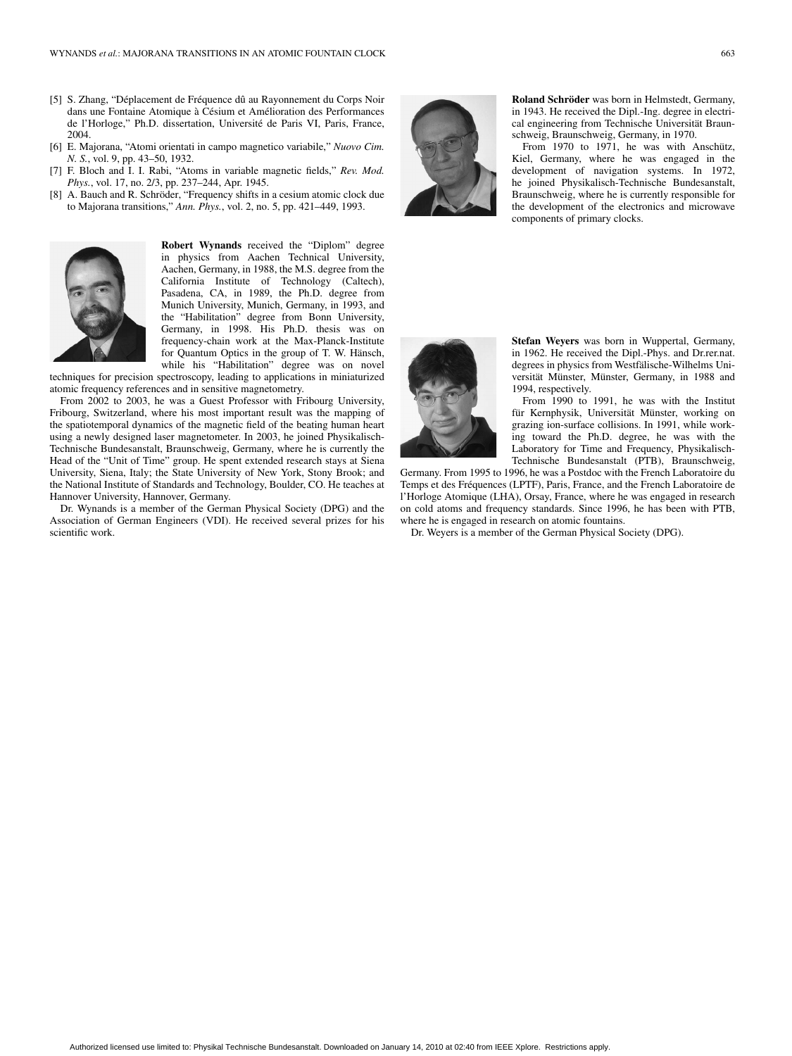[5] S. Zhang, "Déplacement de Fréquence dû au Rayonnement du Corps Noir dans une Fontaine Atomique à Césium et Amélioration des Performances de l'Horloge," Ph.D. dissertation, Université de Paris VI, Paris, France, 2004.

[6] E. Majorana, "Atomi orientati in campo magnetico variabile," *Nuovo Cim. N. S.*, vol. 9, pp. 43–50, 1932.

[7] F. Bloch and I. I. Rabi, "Atoms in variable magnetic fields," *Rev. Mod. Phys.*, vol. 17, no. 2/3, pp. 237–244, Apr. 1945.

[8] A. Bauch and R. Schröder, "Frequency shifts in a cesium atomic clock due to Majorana transitions," *Ann. Phys.*, vol. 2, no. 5, pp. 421–449, 1993.

**Robert Wynands** received the "Diplom" degree in physics from Aachen Technical University, Aachen, Germany, in 1988, the M.S. degree from the California Institute of Technology (Caltech), Pasadena, CA, in 1989, the Ph.D. degree from Munich University, Munich, Germany, in 1993, and the "Habilitation" degree from Bonn University, Germany, in 1998. His Ph.D. thesis was on frequency-chain work at the Max-Planck-Institute for Quantum Optics in the group of T. W. Hänsch, while his "Habilitation" degree was on novel techniques for precision spectroscopy, leading to applications in miniaturized atomic frequency references and in sensitive magnetometry.

From 2002 to 2003, he was a Guest Professor with Fribourg University, Fribourg, Switzerland, where his most important result was the mapping of the spatiotemporal dynamics of the magnetic field of the beating human heart using a newly designed laser magnetometer. In 2003, he joined Physikalisch-Technische Bundesanstalt, Braunschweig, Germany, where he is currently the Head of the "Unit of Time" group. He spent extended research stays at Siena University, Siena, Italy; the State University of New York, Stony Brook; and the National Institute of Standards and Technology, Boulder, CO. He teaches at Hannover University, Hannover, Germany.

Dr. Wynands is a member of the German Physical Society (DPG) and the Association of German Engineers (VDI). He received several prizes for his scientific work.

**Roland Schröder** was born in Helmstedt, Germany, in 1943. He received the Dipl.-Ing. degree in electrical engineering from Technische Universität Braunschweig, Braunschweig, Germany, in 1970.

From 1970 to 1971, he was with Anschütz, Kiel, Germany, where he was engaged in the development of navigation systems. In 1972, he joined Physikalisch-Technische Bundesanstalt, Braunschweig, where he is currently responsible for the development of the electronics and microwave components of primary clocks.

**Stefan Weyers** was born in Wuppertal, Germany, in 1962. He received the Dipl.-Phys. and Dr.rer.nat. degrees in physics from Westfälische-Wilhelms Universität Münster, Münster, Germany, in 1988 and 1994, respectively.

From 1990 to 1991, he was with the Institut für Kernphysik, Universität Münster, working on grazing ion-surface collisions. In 1991, while working toward the Ph.D. degree, he was with the Laboratory for Time and Frequency, Physikalisch-Technische Bundesanstalt (PTB), Braunschweig, Germany. From 1995 to 1996, he was a Postdoc with the French Laboratoire du Temps et des Fréquences (LPTF), Paris, France, and the French Laboratoire de l'Horloge Atomique (LHA), Orsay, France, where he was engaged in research on cold atoms and frequency standards. Since 1996, he has been with PTB, where he is engaged in research on atomic fountains.

Dr. Weyers is a member of the German Physical Society (DPG).